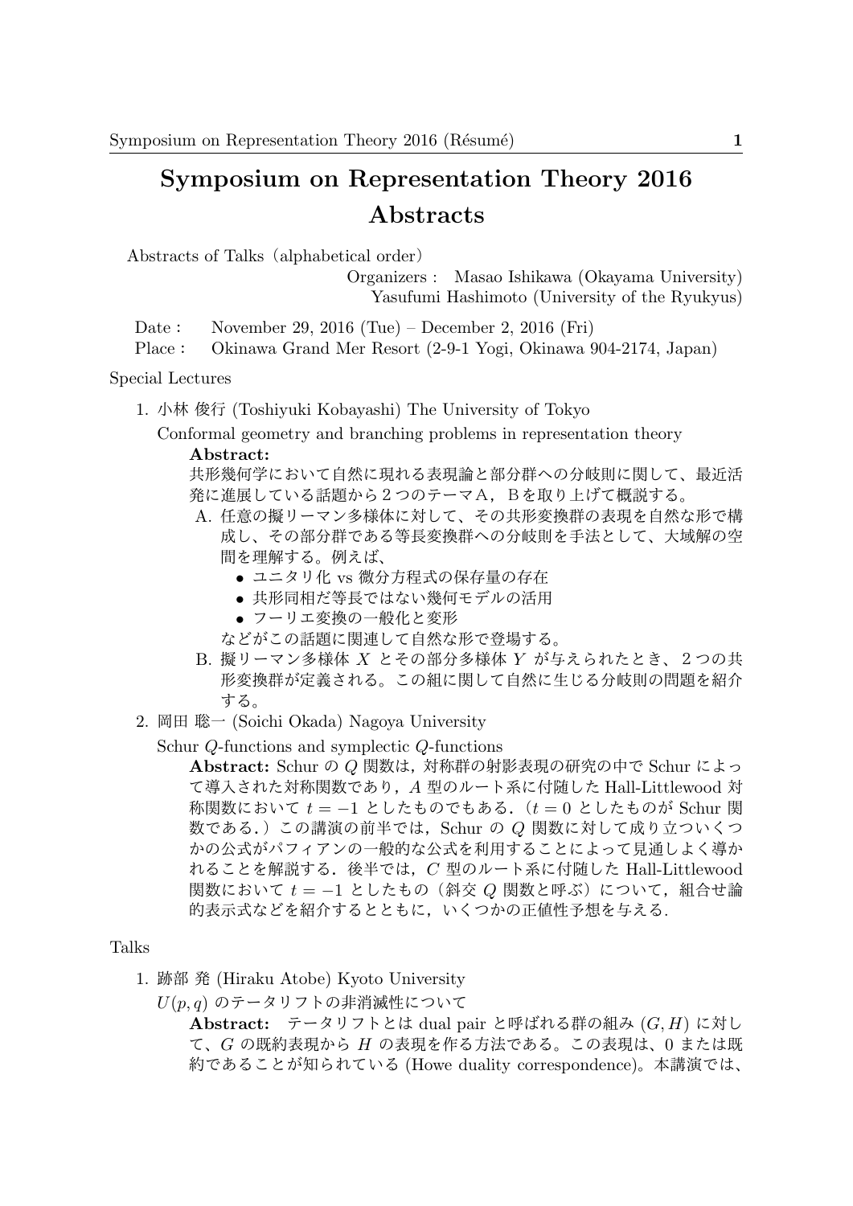# Symposium on Representation Theory 2016 Abstracts

Abstracts of Talks（alphabetical order）

Organizers : Masao Ishikawa (Okayama University)
Yasufumi Hashimoto (University of the Ryukyus)

Date : November 29, 2016 (Tue) – December 2, 2016 (Fri)
Place : Okinawa Grand Mer Resort (2-9-1 Yogi, Okinawa 904-2174, Japan)

## Special Lectures

1. 小林 俊行 (Toshiyuki Kobayashi) The University of Tokyo

   Conformal geometry and branching problems in representation theory

   **Abstract:**
   共形幾何学において自然に現れる表現論と部分群への分岐則に関して、最近活発に進展している話題から２つのテーマＡ，Ｂを取り上げて概説する。

   A. 任意の擬リーマン多様体に対して、その共形変換群の表現を自然な形で構成し、その部分群である等長変換群への分岐則を手法として、大域解の空間を理解する。例えば、
      - ユニタリ化 vs 微分方程式の保存量の存在
      - 共形同相だ等長ではない幾何モデルの活用
      - フーリエ変換の一般化と変形

      などがこの話題に関連して自然な形で登場する。

   B. 擬リーマン多様体 $X$ とその部分多様体 $Y$ が与えられたとき、２つの共形変換群が定義される。この組に関して自然に生じる分岐則の問題を紹介する。

2. 岡田 聡一 (Soichi Okada) Nagoya University

   Schur $Q$-functions and symplectic $Q$-functions

   **Abstract:** Schur の $Q$ 関数は，対称群の射影表現の研究の中で Schur によって導入された対称関数であり，$A$ 型のルート系に付随した Hall-Littlewood 対称関数において $t = -1$ としたものでもある．（$t = 0$ としたものが Schur 関数である．）この講演の前半では，Schur の $Q$ 関数に対して成り立ついくつかの公式がパフィアンの一般的な公式を利用することによって見通しよく導かれることを解説する．後半では，$C$ 型のルート系に付随した Hall-Littlewood 関数において $t = -1$ としたもの（斜交 $Q$ 関数と呼ぶ）について，組合せ論的表示式などを紹介するとともに，いくつかの正値性予想を与える．

## Talks

1. 跡部 発 (Hiraku Atobe) Kyoto University

   $U(p, q)$ のテータリフトの非消滅性について

   **Abstract:**　テータリフトとは dual pair と呼ばれる群の組み $(G, H)$ に対して、$G$ の既約表現から $H$ の表現を作る方法である。この表現は、0 または既約であることが知られている (Howe duality correspondence)。本講演では、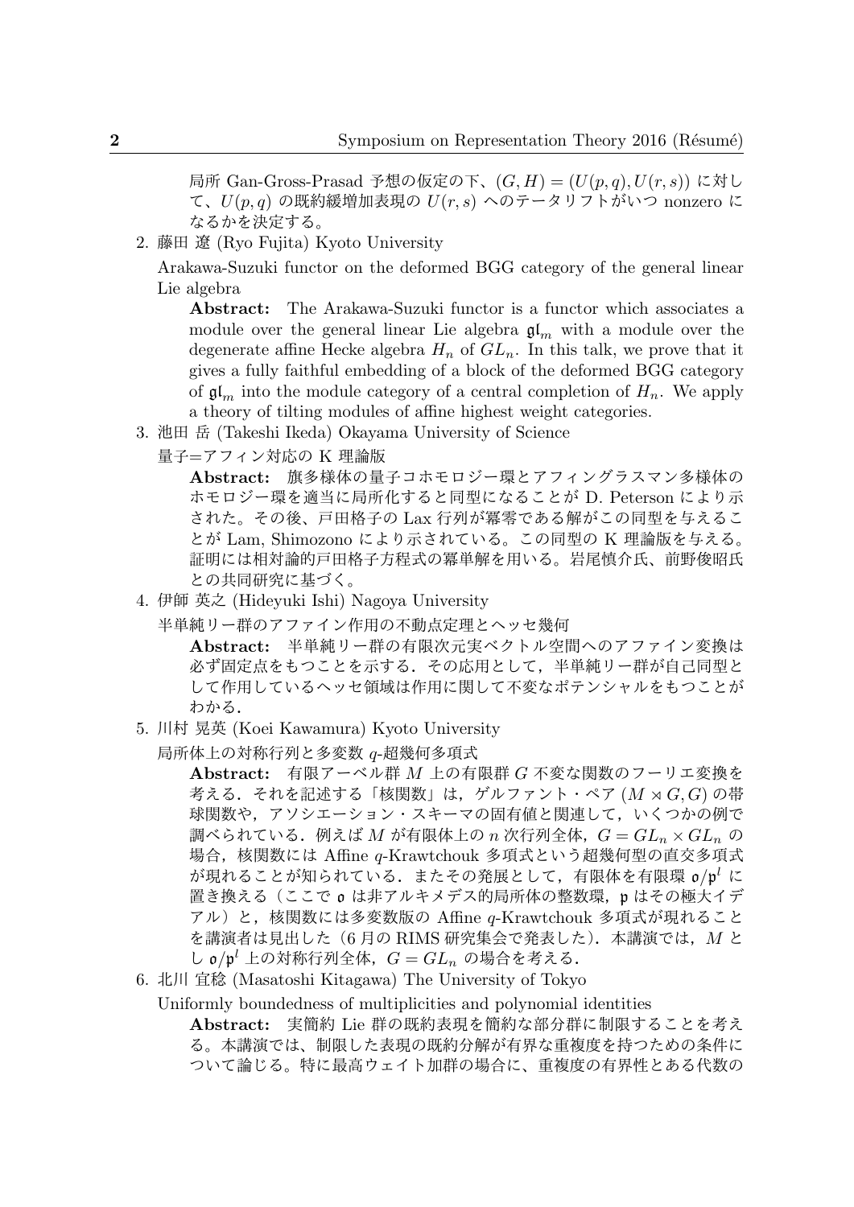局所 Gan-Gross-Prasad 予想の仮定の下、$(G,H) = (U(p,q), U(r,s))$ に対して、$U(p,q)$ の既約緩増加表現の $U(r,s)$ へのテータリフトがいつ nonzero になるかを決定する。

2. 藤田 遼 (Ryo Fujita) Kyoto University

   Arakawa-Suzuki functor on the deformed BGG category of the general linear Lie algebra

   **Abstract:** The Arakawa-Suzuki functor is a functor which associates a module over the general linear Lie algebra $\mathfrak{gl}_m$ with a module over the degenerate affine Hecke algebra $H_n$ of $GL_n$. In this talk, we prove that it gives a fully faithful embedding of a block of the deformed BGG category of $\mathfrak{gl}_m$ into the module category of a central completion of $H_n$. We apply a theory of tilting modules of affine highest weight categories.

3. 池田 岳 (Takeshi Ikeda) Okayama University of Science

   量子=アフィン対応の K 理論版

   **Abstract:** 旗多様体の量子コホモロジー環とアフィングラスマン多様体のホモロジー環を適当に局所化すると同型になることが D. Peterson により示された。その後、戸田格子の Lax 行列が冪零である解がこの同型を与えることが Lam, Shimozono により示されている。この同型の K 理論版を与える。証明には相対論的戸田格子方程式の冪単解を用いる。岩尾慎介氏、前野俊昭氏との共同研究に基づく。

4. 伊師 英之 (Hideyuki Ishi) Nagoya University

   半単純リー群のアファイン作用の不動点定理とヘッセ幾何

   **Abstract:** 半単純リー群の有限次元実ベクトル空間へのアファイン変換は必ず固定点をもつことを示する．その応用として，半単純リー群が自己同型として作用しているヘッセ領域は作用に関して不変なポテンシャルをもつことがわかる．

5. 川村 晃英 (Koei Kawamura) Kyoto University

   局所体上の対称行列と多変数 $q$-超幾何多項式

   **Abstract:** 有限アーベル群 $M$ 上の有限群 $G$ 不変な関数のフーリエ変換を考える．それを記述する「核関数」は，ゲルファント・ペア $(M \rtimes G, G)$ の帯球関数や，アソシエーション・スキーマの固有値と関連して，いくつかの例で調べられている．例えば $M$ が有限体上の $n$ 次行列全体，$G = GL_n \times GL_n$ の場合，核関数には Affine $q$-Krawtchouk 多項式という超幾何型の直交多項式が現れることが知られている．またその発展として，有限体を有限環 $\mathfrak{o}/\mathfrak{p}^l$ に置き換える（ここで $\mathfrak{o}$ は非アルキメデス的局所体の整数環，$\mathfrak{p}$ はその極大イデアル）と，核関数には多変数版の Affine $q$-Krawtchouk 多項式が現れることを講演者は見出した（6 月の RIMS 研究集会で発表した）．本講演では，$M$ とし $\mathfrak{o}/\mathfrak{p}^l$ 上の対称行列全体，$G = GL_n$ の場合を考える．

6. 北川 宜稔 (Masatoshi Kitagawa) The University of Tokyo

   Uniformly boundedness of multiplicities and polynomial identities

   **Abstract:** 実簡約 Lie 群の既約表現を簡約な部分群に制限することを考える。本講演では、制限した表現の既約分解が有界な重複度を持つための条件について論じる。特に最高ウェイト加群の場合に、重複度の有界性とある代数の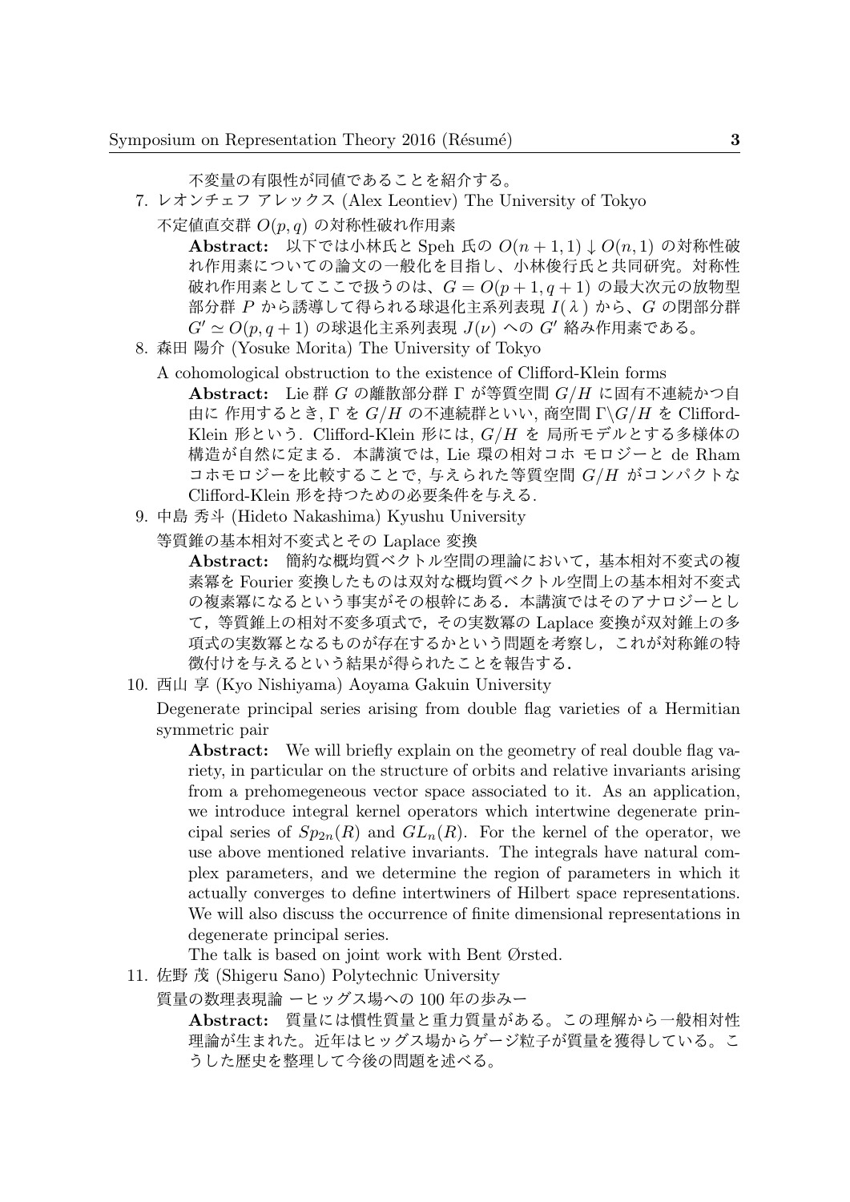不変量の有限性が同値であることを紹介する。

7. レオンチェフ アレックス (Alex Leontiev) The University of Tokyo

   不定値直交群 $O(p,q)$ の対称性破れ作用素

   **Abstract:** 以下では小林氏と Speh 氏の $O(n+1,1) \downarrow O(n,1)$ の対称性破れ作用素についての論文の一般化を目指し、小林俊行氏と共同研究。対称性破れ作用素としてここで扱うのは、$G = O(p+1, q+1)$ の最大次元の放物型部分群 $P$ から誘導して得られる球退化主系列表現 $I(\lambda)$ から、$G$ の閉部分群 $G' \simeq O(p, q+1)$ の球退化主系列表現 $J(\nu)$ への $G'$ 絡み作用素である。

8. 森田 陽介 (Yosuke Morita) The University of Tokyo

   A cohomological obstruction to the existence of Clifford-Klein forms

   **Abstract:** Lie 群 $G$ の離散部分群 $\Gamma$ が等質空間 $G/H$ に固有不連続かつ自由に 作用するとき, $\Gamma$ を $G/H$ の不連続群といい, 商空間 $\Gamma \backslash G/H$ を Clifford-Klein 形という. Clifford-Klein 形には, $G/H$ を 局所モデルとする多様体の構造が自然に定まる. 本講演では, Lie 環の相対コホ モロジーと de Rham コホモロジーを比較することで, 与えられた等質空間 $G/H$ がコンパクトな Clifford-Klein 形を持つための必要条件を与える.

9. 中島 秀斗 (Hideto Nakashima) Kyushu University

   等質錐の基本相対不変式とその Laplace 変換

   **Abstract:** 簡約な概均質ベクトル空間の理論において，基本相対不変式の複素冪を Fourier 変換したものは双対な概均質ベクトル空間上の基本相対不変式の複素冪になるという事実がその根幹にある．本講演ではそのアナロジーとして，等質錐上の相対不変多項式で，その実数冪の Laplace 変換が双対錐上の多項式の実数冪となるものが存在するかという問題を考察し，これが対称錐の特徴付けを与えるという結果が得られたことを報告する．

10. 西山 享 (Kyo Nishiyama) Aoyama Gakuin University

    Degenerate principal series arising from double flag varieties of a Hermitian symmetric pair

    **Abstract:** We will briefly explain on the geometry of real double flag variety, in particular on the structure of orbits and relative invariants arising from a prehomegeneous vector space associated to it. As an application, we introduce integral kernel operators which intertwine degenerate principal series of $Sp_{2n}(R)$ and $GL_n(R)$. For the kernel of the operator, we use above mentioned relative invariants. The integrals have natural complex parameters, and we determine the region of parameters in which it actually converges to define intertwiners of Hilbert space representations. We will also discuss the occurrence of finite dimensional representations in degenerate principal series.

    The talk is based on joint work with Bent Ørsted.

11. 佐野 茂 (Shigeru Sano) Polytechnic University

    質量の数理表現論 ーヒッグス場への 100 年の歩みー

    **Abstract:** 質量には慣性質量と重力質量がある。この理解から一般相対性理論が生まれた。近年はヒッグス場からゲージ粒子が質量を獲得している。こうした歴史を整理して今後の問題を述べる。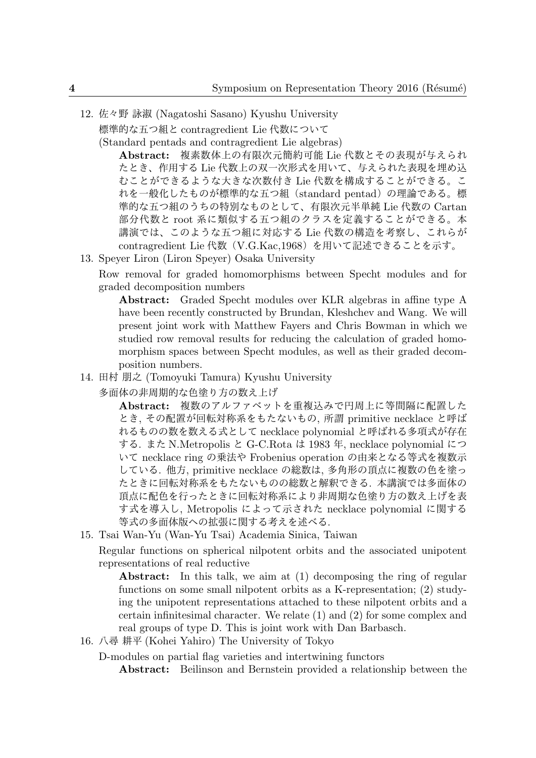12. 佐々野 詠淑 (Nagatoshi Sasano) Kyushu University

    標準的な五つ組と contragredient Lie 代数について

    (Standard pentads and contragredient Lie algebras)

    **Abstract:** 複素数体上の有限次元簡約可能 Lie 代数とその表現が与えられたとき、作用する Lie 代数上の双一次形式を用いて、与えられた表現を埋め込むことができるような大きな次数付き Lie 代数を構成することができる。これを一般化したものが標準的な五つ組（standard pentad）の理論である。標準的な五つ組のうちの特別なものとして、有限次元半単純 Lie 代数の Cartan 部分代数と root 系に類似する五つ組のクラスを定義することができる。本講演では、このような五つ組に対応する Lie 代数の構造を考察し、これらが contragredient Lie 代数（V.G.Kac,1968）を用いて記述できることを示す。

13. Speyer Liron (Liron Speyer) Osaka University

    Row removal for graded homomorphisms between Specht modules and for graded decomposition numbers

    **Abstract:** Graded Specht modules over KLR algebras in affine type A have been recently constructed by Brundan, Kleshchev and Wang. We will present joint work with Matthew Fayers and Chris Bowman in which we studied row removal results for reducing the calculation of graded homomorphism spaces between Specht modules, as well as their graded decomposition numbers.

14. 田村 朋之 (Tomoyuki Tamura) Kyushu University

    多面体の非周期的な色塗り方の数え上げ

    **Abstract:** 複数のアルファベットを重複込みで円周上に等間隔に配置したとき, その配置が回転対称系をもたないもの, 所謂 primitive necklace と呼ばれるものの数を数える式として necklace polynomial と呼ばれる多項式が存在する. また N.Metropolis と G-C.Rota は 1983 年, necklace polynomial について necklace ring の乗法や Frobenius operation の由来となる等式を複数示している. 他方, primitive necklace の総数は, 多角形の頂点に複数の色を塗ったときに回転対称系をもたないものの総数と解釈できる. 本講演では多面体の頂点に配色を行ったときに回転対称系により非周期な色塗り方の数え上げを表す式を導入し, Metropolis によって示された necklace polynomial に関する等式の多面体版への拡張に関する考えを述べる.

15. Tsai Wan-Yu (Wan-Yu Tsai) Academia Sinica, Taiwan

    Regular functions on spherical nilpotent orbits and the associated unipotent representations of real reductive

    **Abstract:** In this talk, we aim at (1) decomposing the ring of regular functions on some small nilpotent orbits as a K-representation; (2) studying the unipotent representations attached to these nilpotent orbits and a certain infinitesimal character. We relate (1) and (2) for some complex and real groups of type D. This is joint work with Dan Barbasch.

16. 八尋 耕平 (Kohei Yahiro) The University of Tokyo

    D-modules on partial flag varieties and intertwining functors

    **Abstract:** Beilinson and Bernstein provided a relationship between the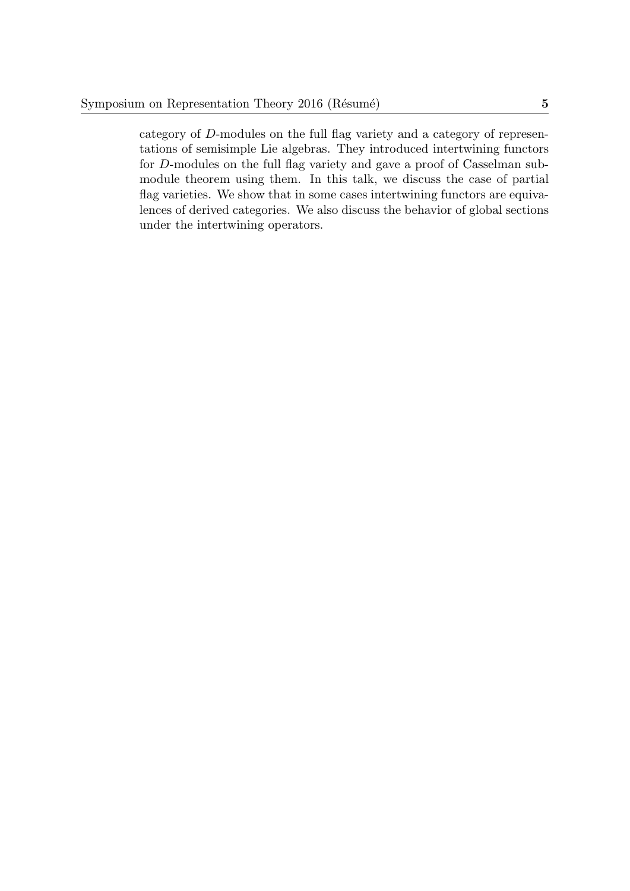category of $D$-modules on the full flag variety and a category of representations of semisimple Lie algebras. They introduced intertwining functors for $D$-modules on the full flag variety and gave a proof of Casselman submodule theorem using them. In this talk, we discuss the case of partial flag varieties. We show that in some cases intertwining functors are equivalences of derived categories. We also discuss the behavior of global sections under the intertwining operators.